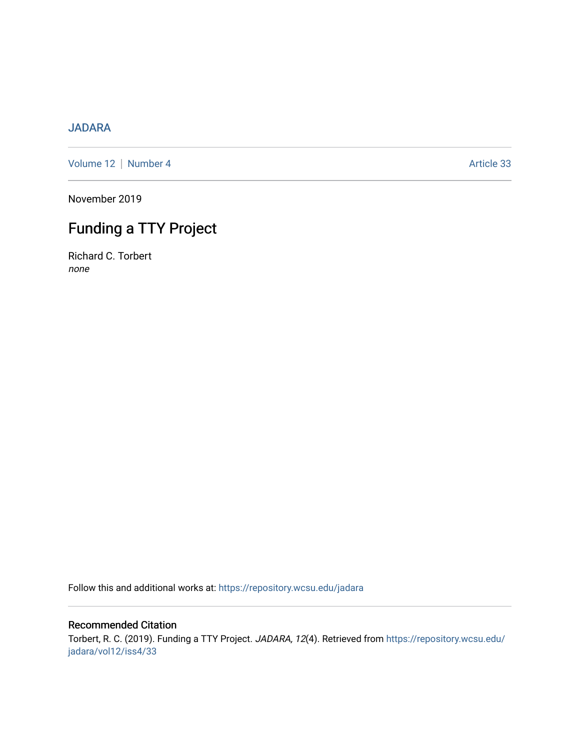JADARA

Volume 12 | Number 4 Article 33

November 2019

# Funding a TTY Project

Richard C. Torbert
*none*

Follow this and additional works at: https://repository.wcsu.edu/jadara

## Recommended Citation

Torbert, R. C. (2019). Funding a TTY Project. *JADARA, 12*(4). Retrieved from https://repository.wcsu.edu/jadara/vol12/iss4/33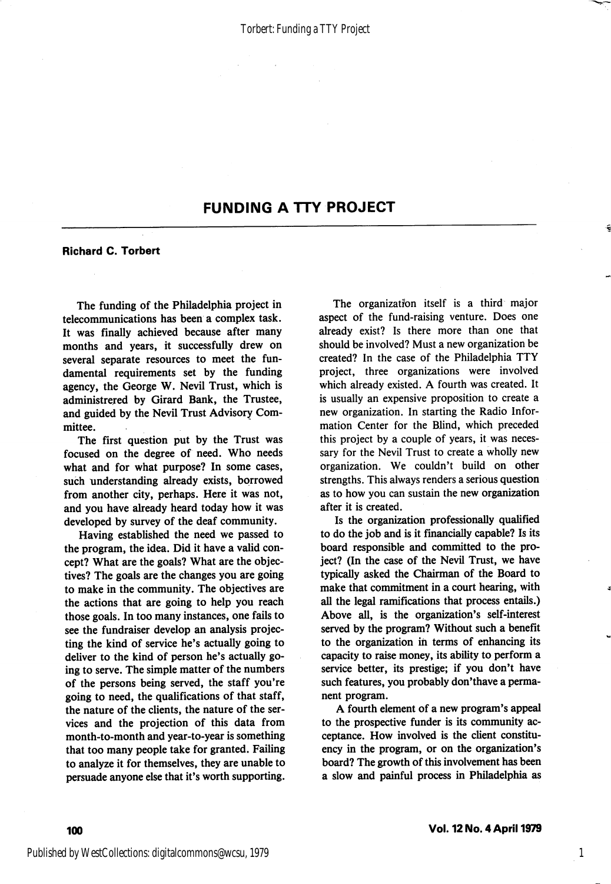## FUNDING A TTY PROJECT

**Richard C. Torbert**

The funding of the Philadelphia project in telecommunications has been a complex task. It was finally achieved because after many months and years, it successfully drew on several separate resources to meet the fundamental requirements set by the funding agency, the George W. Nevil Trust, which is administrered by Girard Bank, the Trustee, and guided by the Nevil Trust Advisory Committee.

The first question put by the Trust was focused on the degree of need. Who needs what and for what purpose? In some cases, such understanding already exists, borrowed from another city, perhaps. Here it was not, and you have already heard today how it was developed by survey of the deaf community.

Having established the need we passed to the program, the idea. Did it have a valid concept? What are the goals? What are the objectives? The goals are the changes you are going to make in the community. The objectives are the actions that are going to help you reach those goals. In too many instances, one fails to see the fundraiser develop an analysis projecting the kind of service he's actually going to deliver to the kind of person he's actually going to serve. The simple matter of the numbers of the persons being served, the staff you're going to need, the qualifications of that staff, the nature of the clients, the nature of the services and the projection of this data from month-to-month and year-to-year is something that too many people take for granted. Failing to analyze it for themselves, they are unable to persuade anyone else that it's worth supporting.

The organization itself is a third major aspect of the fund-raising venture. Does one already exist? Is there more than one that should be involved? Must a new organization be created? In the case of the Philadelphia TTY project, three organizations were involved which already existed. A fourth was created. It is usually an expensive proposition to create a new organization. In starting the Radio Information Center for the Blind, which preceded this project by a couple of years, it was necessary for the Nevil Trust to create a wholly new organization. We couldn't build on other strengths. This always renders a serious question as to how you can sustain the new organization after it is created.

Is the organization professionally qualified to do the job and is it financially capable? Is its board responsible and committed to the project? (In the case of the Nevil Trust, we have typically asked the Chairman of the Board to make that commitment in a court hearing, with all the legal ramifications that process entails.) Above all, is the organization's self-interest served by the program? Without such a benefit to the organization in terms of enhancing its capacity to raise money, its ability to perform a service better, its prestige; if you don't have such features, you probably don'thave a permanent program.

A fourth element of a new program's appeal to the prospective funder is its community acceptance. How involved is the client constituency in the program, or on the organization's board? The growth of this involvement has been a slow and painful process in Philadelphia as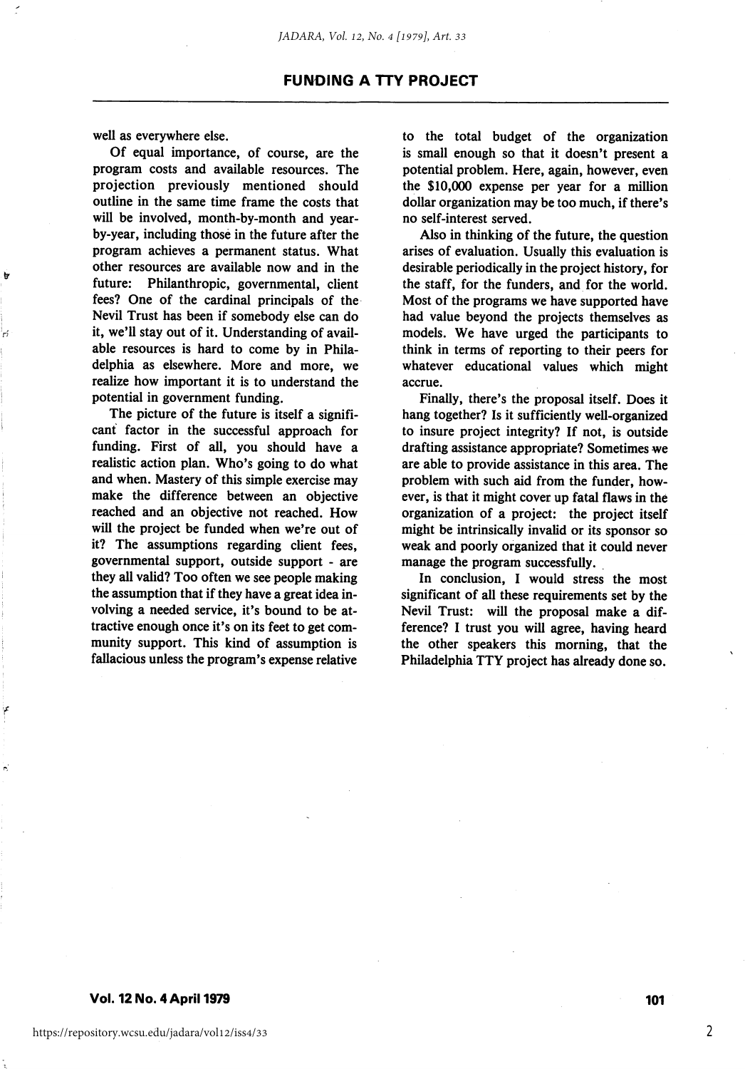well as everywhere else.

Of equal importance, of course, are the program costs and available resources. The projection previously mentioned should outline in the same time frame the costs that will be involved, month-by-month and year-by-year, including those in the future after the program achieves a permanent status. What other resources are available now and in the future: Philanthropic, governmental, client fees? One of the cardinal principals of the Nevil Trust has been if somebody else can do it, we'll stay out of it. Understanding of available resources is hard to come by in Philadelphia as elsewhere. More and more, we realize how important it is to understand the potential in government funding.

The picture of the future is itself a significant factor in the successful approach for funding. First of all, you should have a realistic action plan. Who's going to do what and when. Mastery of this simple exercise may make the difference between an objective reached and an objective not reached. How will the project be funded when we're out of it? The assumptions regarding client fees, governmental support, outside support - are they all valid? Too often we see people making the assumption that if they have a great idea involving a needed service, it's bound to be attractive enough once it's on its feet to get community support. This kind of assumption is fallacious unless the program's expense relative to the total budget of the organization is small enough so that it doesn't present a potential problem. Here, again, however, even the $10,000 expense per year for a million dollar organization may be too much, if there's no self-interest served.

Also in thinking of the future, the question arises of evaluation. Usually this evaluation is desirable periodically in the project history, for the staff, for the funders, and for the world. Most of the programs we have supported have had value beyond the projects themselves as models. We have urged the participants to think in terms of reporting to their peers for whatever educational values which might accrue.

Finally, there's the proposal itself. Does it hang together? Is it sufficiently well-organized to insure project integrity? If not, is outside drafting assistance appropriate? Sometimes we are able to provide assistance in this area. The problem with such aid from the funder, however, is that it might cover up fatal flaws in the organization of a project: the project itself might be intrinsically invalid or its sponsor so weak and poorly organized that it could never manage the program successfully.

In conclusion, I would stress the most significant of all these requirements set by the Nevil Trust: will the proposal make a difference? I trust you will agree, having heard the other speakers this morning, that the Philadelphia TTY project has already done so.